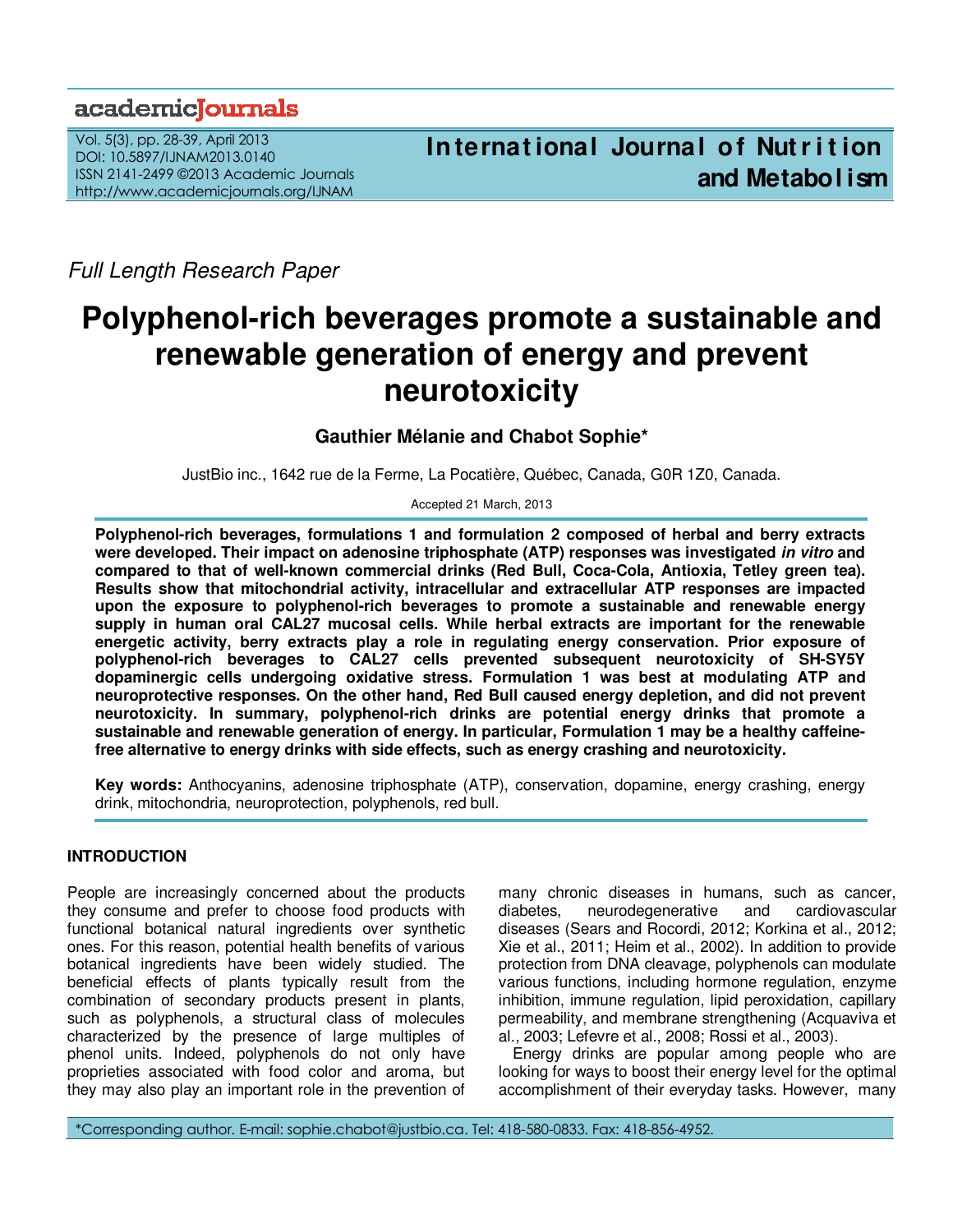*Full Length Research Paper*

# Polyphenol-rich beverages promote a sustainable and renewable generation of energy and prevent neurotoxicity

**Gauthier Mélanie and Chabot Sophie***

JustBio inc., 1642 rue de la Ferme, La Pocatière, Québec, Canada, G0R 1Z0, Canada.

Accepted 21 March, 2013

**Polyphenol-rich beverages, formulations 1 and formulation 2 composed of herbal and berry extracts were developed. Their impact on adenosine triphosphate (ATP) responses was investigated *in vitro* and compared to that of well-known commercial drinks (Red Bull, Coca-Cola, Antioxia, Tetley green tea). Results show that mitochondrial activity, intracellular and extracellular ATP responses are impacted upon the exposure to polyphenol-rich beverages to promote a sustainable and renewable energy supply in human oral CAL27 mucosal cells. While herbal extracts are important for the renewable energetic activity, berry extracts play a role in regulating energy conservation. Prior exposure of polyphenol-rich beverages to CAL27 cells prevented subsequent neurotoxicity of SH-SY5Y dopaminergic cells undergoing oxidative stress. Formulation 1 was best at modulating ATP and neuroprotective responses. On the other hand, Red Bull caused energy depletion, and did not prevent neurotoxicity. In summary, polyphenol-rich drinks are potential energy drinks that promote a sustainable and renewable generation of energy. In particular, Formulation 1 may be a healthy caffeine-free alternative to energy drinks with side effects, such as energy crashing and neurotoxicity.**

**Key words:** Anthocyanins, adenosine triphosphate (ATP), conservation, dopamine, energy crashing, energy drink, mitochondria, neuroprotection, polyphenols, red bull.

## INTRODUCTION

People are increasingly concerned about the products they consume and prefer to choose food products with functional botanical natural ingredients over synthetic ones. For this reason, potential health benefits of various botanical ingredients have been widely studied. The beneficial effects of plants typically result from the combination of secondary products present in plants, such as polyphenols, a structural class of molecules characterized by the presence of large multiples of phenol units. Indeed, polyphenols do not only have proprieties associated with food color and aroma, but they may also play an important role in the prevention of many chronic diseases in humans, such as cancer, diabetes, neurodegenerative and cardiovascular diseases (Sears and Rocordi, 2012; Korkina et al., 2012; Xie et al., 2011; Heim et al., 2002). In addition to provide protection from DNA cleavage, polyphenols can modulate various functions, including hormone regulation, enzyme inhibition, immune regulation, lipid peroxidation, capillary permeability, and membrane strengthening (Acquaviva et al., 2003; Lefevre et al., 2008; Rossi et al., 2003).

Energy drinks are popular among people who are looking for ways to boost their energy level for the optimal accomplishment of their everyday tasks. However, many

*Corresponding author. E-mail: sophie.chabot@justbio.ca. Tel: 418-580-0833. Fax: 418-856-4952.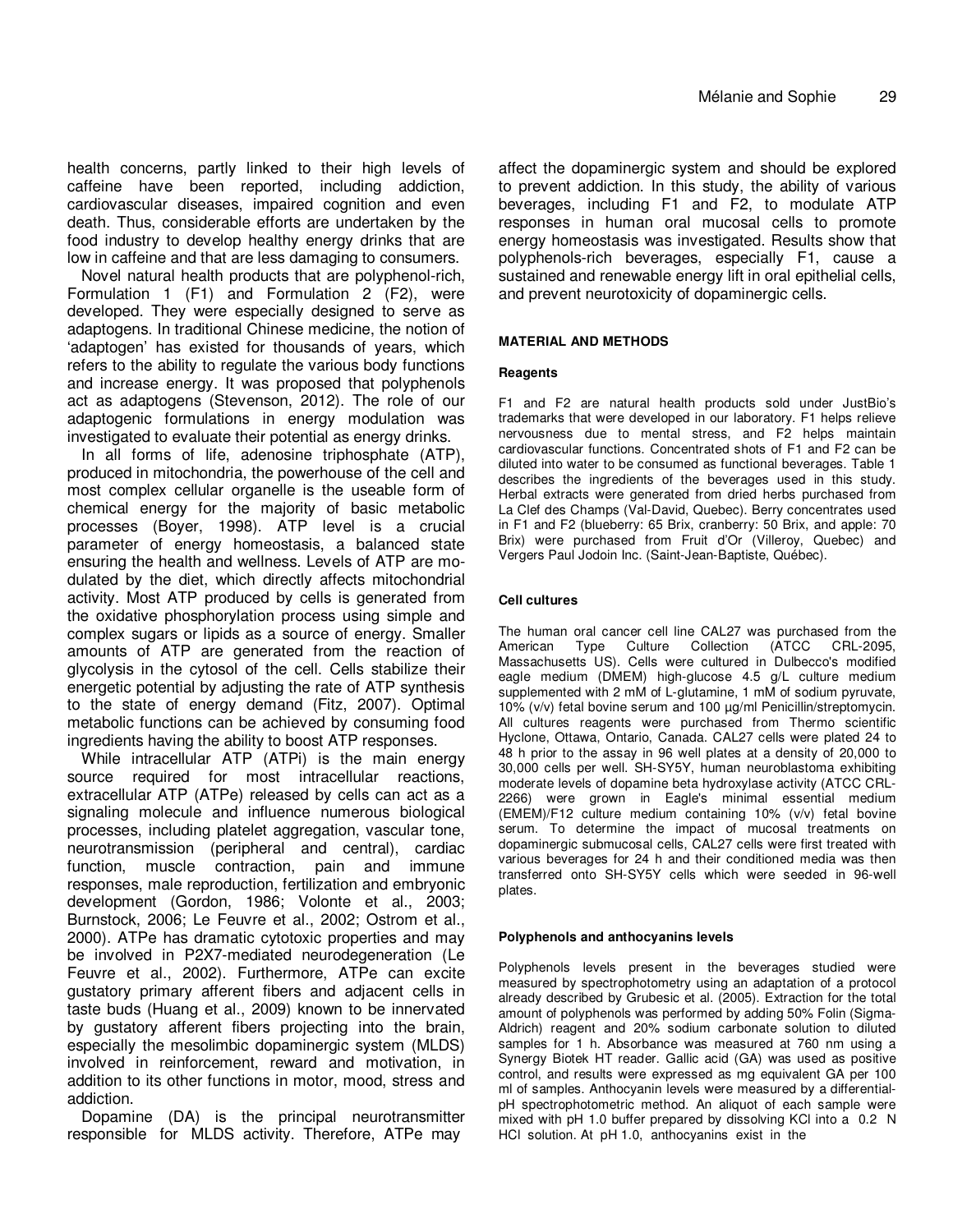health concerns, partly linked to their high levels of caffeine have been reported, including addiction, cardiovascular diseases, impaired cognition and even death. Thus, considerable efforts are undertaken by the food industry to develop healthy energy drinks that are low in caffeine and that are less damaging to consumers.

Novel natural health products that are polyphenol-rich, Formulation 1 (F1) and Formulation 2 (F2), were developed. They were especially designed to serve as adaptogens. In traditional Chinese medicine, the notion of 'adaptogen' has existed for thousands of years, which refers to the ability to regulate the various body functions and increase energy. It was proposed that polyphenols act as adaptogens (Stevenson, 2012). The role of our adaptogenic formulations in energy modulation was investigated to evaluate their potential as energy drinks.

In all forms of life, adenosine triphosphate (ATP), produced in mitochondria, the powerhouse of the cell and most complex cellular organelle is the useable form of chemical energy for the majority of basic metabolic processes (Boyer, 1998). ATP level is a crucial parameter of energy homeostasis, a balanced state ensuring the health and wellness. Levels of ATP are modulated by the diet, which directly affects mitochondrial activity. Most ATP produced by cells is generated from the oxidative phosphorylation process using simple and complex sugars or lipids as a source of energy. Smaller amounts of ATP are generated from the reaction of glycolysis in the cytosol of the cell. Cells stabilize their energetic potential by adjusting the rate of ATP synthesis to the state of energy demand (Fitz, 2007). Optimal metabolic functions can be achieved by consuming food ingredients having the ability to boost ATP responses.

While intracellular ATP (ATPi) is the main energy source required for most intracellular reactions, extracellular ATP (ATPe) released by cells can act as a signaling molecule and influence numerous biological processes, including platelet aggregation, vascular tone, neurotransmission (peripheral and central), cardiac function, muscle contraction, pain and immune responses, male reproduction, fertilization and embryonic development (Gordon, 1986; Volonte et al., 2003; Burnstock, 2006; Le Feuvre et al., 2002; Ostrom et al., 2000). ATPe has dramatic cytotoxic properties and may be involved in P2X7-mediated neurodegeneration (Le Feuvre et al., 2002). Furthermore, ATPe can excite gustatory primary afferent fibers and adjacent cells in taste buds (Huang et al., 2009) known to be innervated by gustatory afferent fibers projecting into the brain, especially the mesolimbic dopaminergic system (MLDS) involved in reinforcement, reward and motivation, in addition to its other functions in motor, mood, stress and addiction.

Dopamine (DA) is the principal neurotransmitter responsible for MLDS activity. Therefore, ATPe may affect the dopaminergic system and should be explored to prevent addiction. In this study, the ability of various beverages, including F1 and F2, to modulate ATP responses in human oral mucosal cells to promote energy homeostasis was investigated. Results show that polyphenols-rich beverages, especially F1, cause a sustained and renewable energy lift in oral epithelial cells, and prevent neurotoxicity of dopaminergic cells.

## MATERIAL AND METHODS

### Reagents

F1 and F2 are natural health products sold under JustBio's trademarks that were developed in our laboratory. F1 helps relieve nervousness due to mental stress, and F2 helps maintain cardiovascular functions. Concentrated shots of F1 and F2 can be diluted into water to be consumed as functional beverages. Table 1 describes the ingredients of the beverages used in this study. Herbal extracts were generated from dried herbs purchased from La Clef des Champs (Val-David, Quebec). Berry concentrates used in F1 and F2 (blueberry: 65 Brix, cranberry: 50 Brix, and apple: 70 Brix) were purchased from Fruit d'Or (Villeroy, Quebec) and Vergers Paul Jodoin Inc. (Saint-Jean-Baptiste, Québec).

### Cell cultures

The human oral cancer cell line CAL27 was purchased from the American Type Culture Collection (ATCC CRL-2095, Massachusetts US). Cells were cultured in Dulbecco's modified eagle medium (DMEM) high-glucose 4.5 g/L culture medium supplemented with 2 mM of L-glutamine, 1 mM of sodium pyruvate, 10% (v/v) fetal bovine serum and 100 µg/ml Penicillin/streptomycin. All cultures reagents were purchased from Thermo scientific Hyclone, Ottawa, Ontario, Canada. CAL27 cells were plated 24 to 48 h prior to the assay in 96 well plates at a density of 20,000 to 30,000 cells per well. SH-SY5Y, human neuroblastoma exhibiting moderate levels of dopamine beta hydroxylase activity (ATCC CRL-2266) were grown in Eagle's minimal essential medium (EMEM)/F12 culture medium containing 10% (v/v) fetal bovine serum. To determine the impact of mucosal treatments on dopaminergic submucosal cells, CAL27 cells were first treated with various beverages for 24 h and their conditioned media was then transferred onto SH-SY5Y cells which were seeded in 96-well plates.

### Polyphenols and anthocyanins levels

Polyphenols levels present in the beverages studied were measured by spectrophotometry using an adaptation of a protocol already described by Grubesic et al. (2005). Extraction for the total amount of polyphenols was performed by adding 50% Folin (Sigma-Aldrich) reagent and 20% sodium carbonate solution to diluted samples for 1 h. Absorbance was measured at 760 nm using a Synergy Biotek HT reader. Gallic acid (GA) was used as positive control, and results were expressed as mg equivalent GA per 100 ml of samples. Anthocyanin levels were measured by a differential-pH spectrophotometric method. An aliquot of each sample were mixed with pH 1.0 buffer prepared by dissolving KCl into a 0.2 N HCl solution. At pH 1.0, anthocyanins exist in the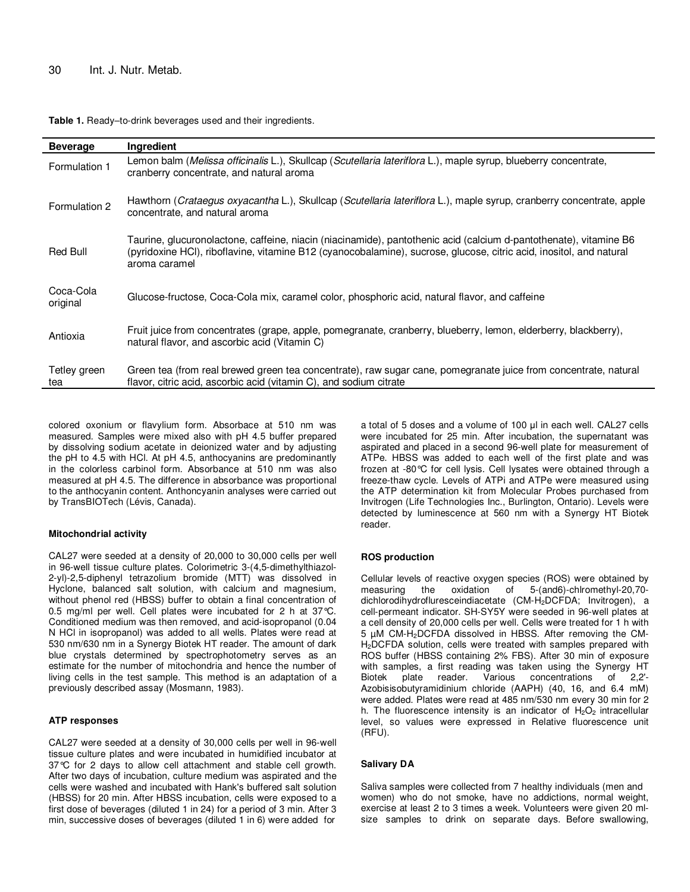**Table 1.** Ready–to-drink beverages used and their ingredients.

| Beverage | Ingredient |
|---|---|
| Formulation 1 | Lemon balm (*Melissa officinalis* L.), Skullcap (*Scutellaria lateriflora* L.), maple syrup, blueberry concentrate, cranberry concentrate, and natural aroma |
| Formulation 2 | Hawthorn (*Crataegus oxyacantha* L.), Skullcap (*Scutellaria lateriflora* L.), maple syrup, cranberry concentrate, apple concentrate, and natural aroma |
| Red Bull | Taurine, glucuronolactone, caffeine, niacin (niacinamide), pantothenic acid (calcium d-pantothenate), vitamine B6 (pyridoxine HCl), riboflavine, vitamine B12 (cyanocobalamine), sucrose, glucose, citric acid, inositol, and natural aroma caramel |
| Coca-Cola original | Glucose-fructose, Coca-Cola mix, caramel color, phosphoric acid, natural flavor, and caffeine |
| Antioxia | Fruit juice from concentrates (grape, apple, pomegranate, cranberry, blueberry, lemon, elderberry, blackberry), natural flavor, and ascorbic acid (Vitamin C) |
| Tetley green tea | Green tea (from real brewed green tea concentrate), raw sugar cane, pomegranate juice from concentrate, natural flavor, citric acid, ascorbic acid (vitamin C), and sodium citrate |

colored oxonium or flavylium form. Absorbace at 510 nm was measured. Samples were mixed also with pH 4.5 buffer prepared by dissolving sodium acetate in deionized water and by adjusting the pH to 4.5 with HCl. At pH 4.5, anthocyanins are predominantly in the colorless carbinol form. Absorbance at 510 nm was also measured at pH 4.5. The difference in absorbance was proportional to the anthocyanin content. Anthoncyanin analyses were carried out by TransBIOTech (Lévis, Canada).

**Mitochondrial activity**

CAL27 were seeded at a density of 20,000 to 30,000 cells per well in 96-well tissue culture plates. Colorimetric 3-(4,5-dimethylthiazol-2-yl)-2,5-diphenyl tetrazolium bromide (MTT) was dissolved in Hyclone, balanced salt solution, with calcium and magnesium, without phenol red (HBSS) buffer to obtain a final concentration of 0.5 mg/ml per well. Cell plates were incubated for 2 h at 37°C. Conditioned medium was then removed, and acid-isopropanol (0.04 N HCl in isopropanol) was added to all wells. Plates were read at 530 nm/630 nm in a Synergy Biotek HT reader. The amount of dark blue crystals determined by spectrophotometry serves as an estimate for the number of mitochondria and hence the number of living cells in the test sample. This method is an adaptation of a previously described assay (Mosmann, 1983).

**ATP responses**

CAL27 were seeded at a density of 30,000 cells per well in 96-well tissue culture plates and were incubated in humidified incubator at 37°C for 2 days to allow cell attachment and stable cell growth. After two days of incubation, culture medium was aspirated and the cells were washed and incubated with Hank's buffered salt solution (HBSS) for 20 min. After HBSS incubation, cells were exposed to a first dose of beverages (diluted 1 in 24) for a period of 3 min. After 3 min, successive doses of beverages (diluted 1 in 6) were added for a total of 5 doses and a volume of 100 µl in each well. CAL27 cells were incubated for 25 min. After incubation, the supernatant was aspirated and placed in a second 96-well plate for measurement of ATPe. HBSS was added to each well of the first plate and was frozen at -80°C for cell lysis. Cell lysates were obtained through a freeze-thaw cycle. Levels of ATPi and ATPe were measured using the ATP determination kit from Molecular Probes purchased from Invitrogen (Life Technologies Inc., Burlington, Ontario). Levels were detected by luminescence at 560 nm with a Synergy HT Biotek reader.

**ROS production**

Cellular levels of reactive oxygen species (ROS) were obtained by measuring the oxidation of 5-(and6)-chlromethyl-20,70-dichlorodihydroflursceindiacetate (CM-$H_2$DCFDA; Invitrogen), a cell-permeant indicator. SH-SY5Y were seeded in 96-well plates at a cell density of 20,000 cells per well. Cells were treated for 1 h with 5 µM CM-$H_2$DCFDA dissolved in HBSS. After removing the CM-$H_2$DCFDA solution, cells were treated with samples prepared with ROS buffer (HBSS containing 2% FBS). After 30 min of exposure with samples, a first reading was taken using the Synergy HT Biotek plate reader. Various concentrations of 2,2'-Azobisisobutyramidinium chloride (AAPH) (40, 16, and 6.4 mM) were added. Plates were read at 485 nm/530 nm every 30 min for 2 h. The fluorescence intensity is an indicator of $H_2O_2$ intracellular level, so values were expressed in Relative fluorescence unit (RFU).

**Salivary DA**

Saliva samples were collected from 7 healthy individuals (men and women) who do not smoke, have no addictions, normal weight, exercise at least 2 to 3 times a week. Volunteers were given 20 ml-size samples to drink on separate days. Before swallowing,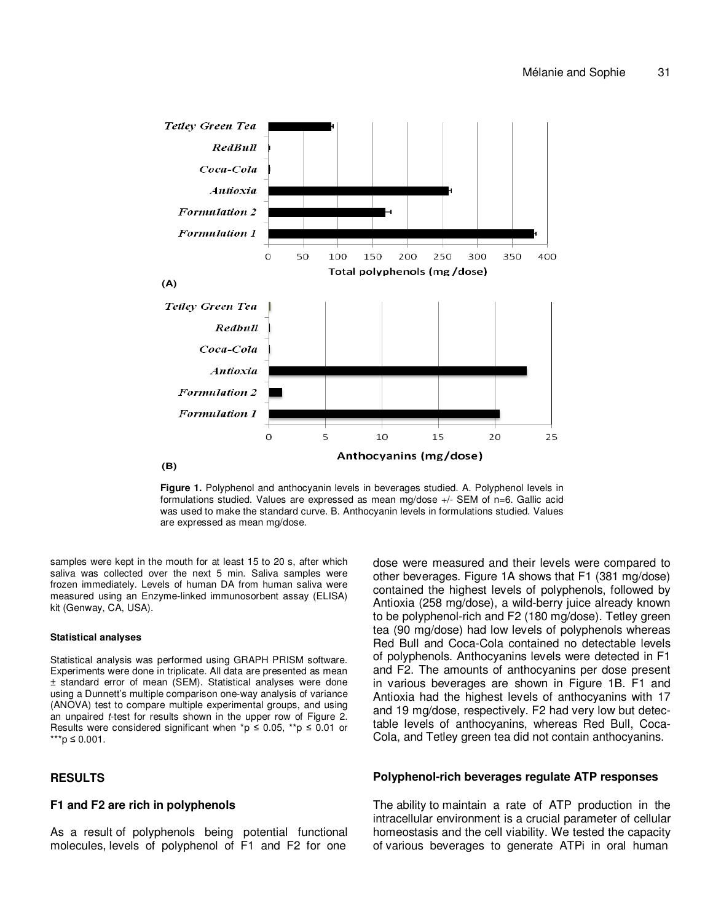**Figure 1.** Polyphenol and anthocyanin levels in beverages studied. A. Polyphenol levels in formulations studied. Values are expressed as mean mg/dose +/- SEM of n=6. Gallic acid was used to make the standard curve. B. Anthocyanin levels in formulations studied. Values are expressed as mean mg/dose.

samples were kept in the mouth for at least 15 to 20 s, after which saliva was collected over the next 5 min. Saliva samples were frozen immediately. Levels of human DA from human saliva were measured using an Enzyme-linked immunosorbent assay (ELISA) kit (Genway, CA, USA).

#### Statistical analyses

Statistical analysis was performed using GRAPH PRISM software. Experiments were done in triplicate. All data are presented as mean ± standard error of mean (SEM). Statistical analyses were done using a Dunnett's multiple comparison one-way analysis of variance (ANOVA) test to compare multiple experimental groups, and using an unpaired *t*-test for results shown in the upper row of Figure 2. Results were considered significant when *$p \leq 0.05$, **$p \leq 0.01$ or ***$p \leq 0.001$.

## RESULTS

### F1 and F2 are rich in polyphenols

As a result of polyphenols being potential functional molecules, levels of polyphenol of F1 and F2 for one dose were measured and their levels were compared to other beverages. Figure 1A shows that F1 (381 mg/dose) contained the highest levels of polyphenols, followed by Antioxia (258 mg/dose), a wild-berry juice already known to be polyphenol-rich and F2 (180 mg/dose). Tetley green tea (90 mg/dose) had low levels of polyphenols whereas Red Bull and Coca-Cola contained no detectable levels of polyphenols. Anthocyanins levels were detected in F1 and F2. The amounts of anthocyanins per dose present in various beverages are shown in Figure 1B. F1 and Antioxia had the highest levels of anthocyanins with 17 and 19 mg/dose, respectively. F2 had very low but detectable levels of anthocyanins, whereas Red Bull, Coca-Cola, and Tetley green tea did not contain anthocyanins.

### Polyphenol-rich beverages regulate ATP responses

The ability to maintain a rate of ATP production in the intracellular environment is a crucial parameter of cellular homeostasis and the cell viability. We tested the capacity of various beverages to generate ATPi in oral human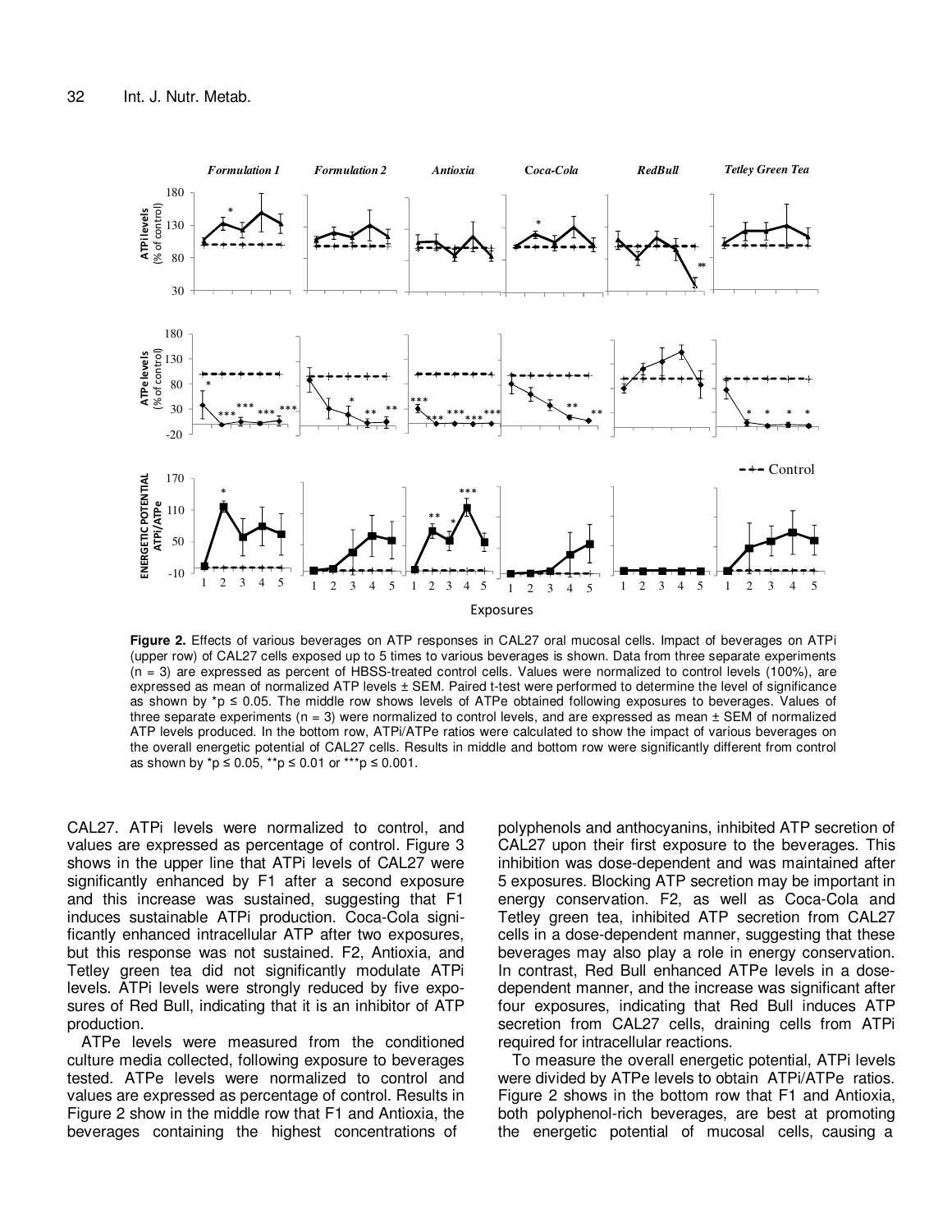**Figure 2.** Effects of various beverages on ATP responses in CAL27 oral mucosal cells. Impact of beverages on ATPi (upper row) of CAL27 cells exposed up to 5 times to various beverages is shown. Data from three separate experiments (n = 3) are expressed as percent of HBSS-treated control cells. Values were normalized to control levels (100%), are expressed as mean of normalized ATP levels ± SEM. Paired t-test were performed to determine the level of significance as shown by *p ≤ 0.05. The middle row shows levels of ATPe obtained following exposures to beverages. Values of three separate experiments (n = 3) were normalized to control levels, and are expressed as mean ± SEM of normalized ATP levels produced. In the bottom row, ATPi/ATPe ratios were calculated to show the impact of various beverages on the overall energetic potential of CAL27 cells. Results in middle and bottom row were significantly different from control as shown by *p ≤ 0.05, **p ≤ 0.01 or ***p ≤ 0.001.

CAL27. ATPi levels were normalized to control, and values are expressed as percentage of control. Figure 3 shows in the upper line that ATPi levels of CAL27 were significantly enhanced by F1 after a second exposure and this increase was sustained, suggesting that F1 induces sustainable ATPi production. Coca-Cola significantly enhanced intracellular ATP after two exposures, but this response was not sustained. F2, Antioxia, and Tetley green tea did not significantly modulate ATPi levels. ATPi levels were strongly reduced by five exposures of Red Bull, indicating that it is an inhibitor of ATP production.

ATPe levels were measured from the conditioned culture media collected, following exposure to beverages tested. ATPe levels were normalized to control and values are expressed as percentage of control. Results in Figure 2 show in the middle row that F1 and Antioxia, the beverages containing the highest concentrations of polyphenols and anthocyanins, inhibited ATP secretion of CAL27 upon their first exposure to the beverages. This inhibition was dose-dependent and was maintained after 5 exposures. Blocking ATP secretion may be important in energy conservation. F2, as well as Coca-Cola and Tetley green tea, inhibited ATP secretion from CAL27 cells in a dose-dependent manner, suggesting that these beverages may also play a role in energy conservation. In contrast, Red Bull enhanced ATPe levels in a dose-dependent manner, and the increase was significant after four exposures, indicating that Red Bull induces ATP secretion from CAL27 cells, draining cells from ATPi required for intracellular reactions.

To measure the overall energetic potential, ATPi levels were divided by ATPe levels to obtain ATPi/ATPe ratios. Figure 2 shows in the bottom row that F1 and Antioxia, both polyphenol-rich beverages, are best at promoting the energetic potential of mucosal cells, causing a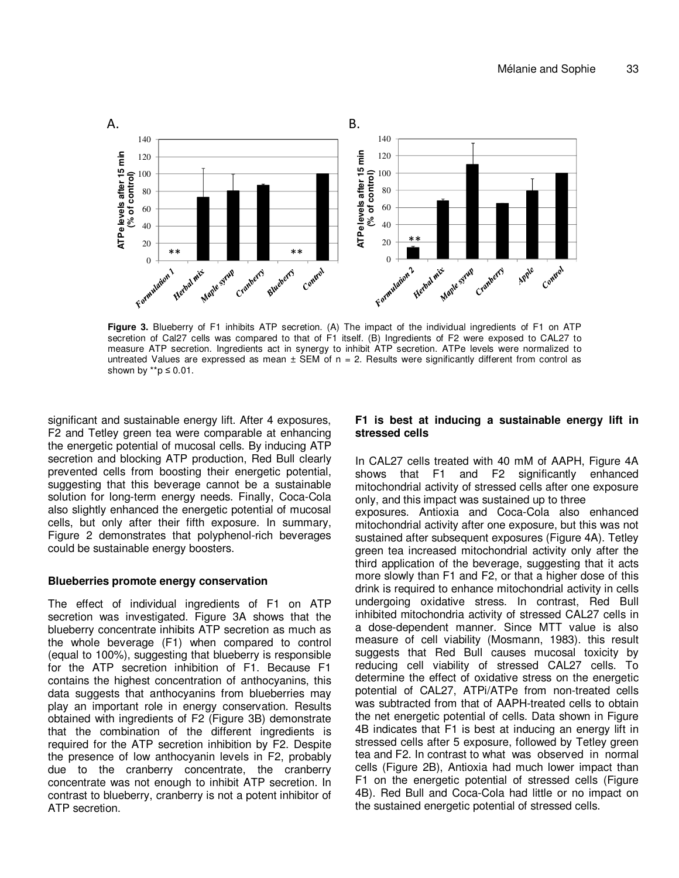**Figure 3.** Blueberry of F1 inhibits ATP secretion. (A) The impact of the individual ingredients of F1 on ATP secretion of Cal27 cells was compared to that of F1 itself. (B) Ingredients of F2 were exposed to CAL27 to measure ATP secretion. Ingredients act in synergy to inhibit ATP secretion. ATPe levels were normalized to untreated Values are expressed as mean ± SEM of n = 2. Results were significantly different from control as shown by **p ≤ 0.01.

significant and sustainable energy lift. After 4 exposures, F2 and Tetley green tea were comparable at enhancing the energetic potential of mucosal cells. By inducing ATP secretion and blocking ATP production, Red Bull clearly prevented cells from boosting their energetic potential, suggesting that this beverage cannot be a sustainable solution for long-term energy needs. Finally, Coca-Cola also slightly enhanced the energetic potential of mucosal cells, but only after their fifth exposure. In summary, Figure 2 demonstrates that polyphenol-rich beverages could be sustainable energy boosters.

### Blueberries promote energy conservation

The effect of individual ingredients of F1 on ATP secretion was investigated. Figure 3A shows that the blueberry concentrate inhibits ATP secretion as much as the whole beverage (F1) when compared to control (equal to 100%), suggesting that blueberry is responsible for the ATP secretion inhibition of F1. Because F1 contains the highest concentration of anthocyanins, this data suggests that anthocyanins from blueberries may play an important role in energy conservation. Results obtained with ingredients of F2 (Figure 3B) demonstrate that the combination of the different ingredients is required for the ATP secretion inhibition by F2. Despite the presence of low anthocyanin levels in F2, probably due to the cranberry concentrate, the cranberry concentrate was not enough to inhibit ATP secretion. In contrast to blueberry, cranberry is not a potent inhibitor of ATP secretion.

### F1 is best at inducing a sustainable energy lift in stressed cells

In CAL27 cells treated with 40 mM of AAPH, Figure 4A shows that F1 and F2 significantly enhanced mitochondrial activity of stressed cells after one exposure only, and this impact was sustained up to three exposures. Antioxia and Coca-Cola also enhanced mitochondrial activity after one exposure, but this was not sustained after subsequent exposures (Figure 4A). Tetley green tea increased mitochondrial activity only after the third application of the beverage, suggesting that it acts more slowly than F1 and F2, or that a higher dose of this drink is required to enhance mitochondrial activity in cells undergoing oxidative stress. In contrast, Red Bull inhibited mitochondria activity of stressed CAL27 cells in a dose-dependent manner. Since MTT value is also measure of cell viability (Mosmann, 1983). this result suggests that Red Bull causes mucosal toxicity by reducing cell viability of stressed CAL27 cells. To determine the effect of oxidative stress on the energetic potential of CAL27, ATPi/ATPe from non-treated cells was subtracted from that of AAPH-treated cells to obtain the net energetic potential of cells. Data shown in Figure 4B indicates that F1 is best at inducing an energy lift in stressed cells after 5 exposure, followed by Tetley green tea and F2. In contrast to what was observed in normal cells (Figure 2B), Antioxia had much lower impact than F1 on the energetic potential of stressed cells (Figure 4B). Red Bull and Coca-Cola had little or no impact on the sustained energetic potential of stressed cells.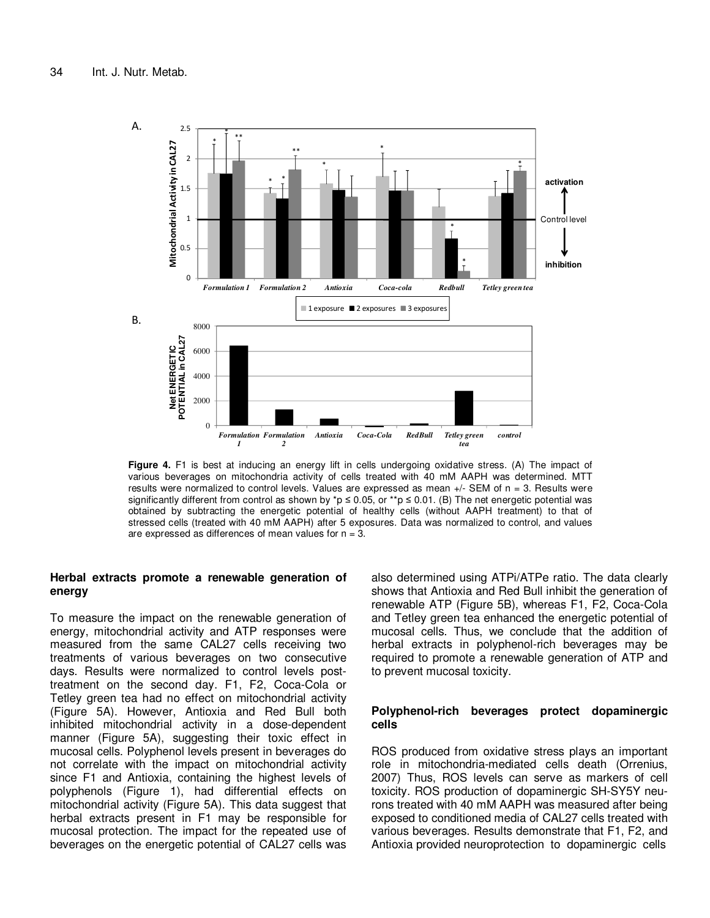**Figure 4.** F1 is best at inducing an energy lift in cells undergoing oxidative stress. (A) The impact of various beverages on mitochondria activity of cells treated with 40 mM AAPH was determined. MTT results were normalized to control levels. Values are expressed as mean +/- SEM of n = 3. Results were significantly different from control as shown by *p ≤ 0.05, or **p ≤ 0.01. (B) The net energetic potential was obtained by subtracting the energetic potential of healthy cells (without AAPH treatment) to that of stressed cells (treated with 40 mM AAPH) after 5 exposures. Data was normalized to control, and values are expressed as differences of mean values for n = 3.

### Herbal extracts promote a renewable generation of energy

To measure the impact on the renewable generation of energy, mitochondrial activity and ATP responses were measured from the same CAL27 cells receiving two treatments of various beverages on two consecutive days. Results were normalized to control levels post-treatment on the second day. F1, F2, Coca-Cola or Tetley green tea had no effect on mitochondrial activity (Figure 5A). However, Antioxia and Red Bull both inhibited mitochondrial activity in a dose-dependent manner (Figure 5A), suggesting their toxic effect in mucosal cells. Polyphenol levels present in beverages do not correlate with the impact on mitochondrial activity since F1 and Antioxia, containing the highest levels of polyphenols (Figure 1), had differential effects on mitochondrial activity (Figure 5A). This data suggest that herbal extracts present in F1 may be responsible for mucosal protection. The impact for the repeated use of beverages on the energetic potential of CAL27 cells was also determined using ATPi/ATPe ratio. The data clearly shows that Antioxia and Red Bull inhibit the generation of renewable ATP (Figure 5B), whereas F1, F2, Coca-Cola and Tetley green tea enhanced the energetic potential of mucosal cells. Thus, we conclude that the addition of herbal extracts in polyphenol-rich beverages may be required to promote a renewable generation of ATP and to prevent mucosal toxicity.

### Polyphenol-rich beverages protect dopaminergic cells

ROS produced from oxidative stress plays an important role in mitochondria-mediated cells death (Orrenius, 2007) Thus, ROS levels can serve as markers of cell toxicity. ROS production of dopaminergic SH-SY5Y neurons treated with 40 mM AAPH was measured after being exposed to conditioned media of CAL27 cells treated with various beverages. Results demonstrate that F1, F2, and Antioxia provided neuroprotection to dopaminergic cells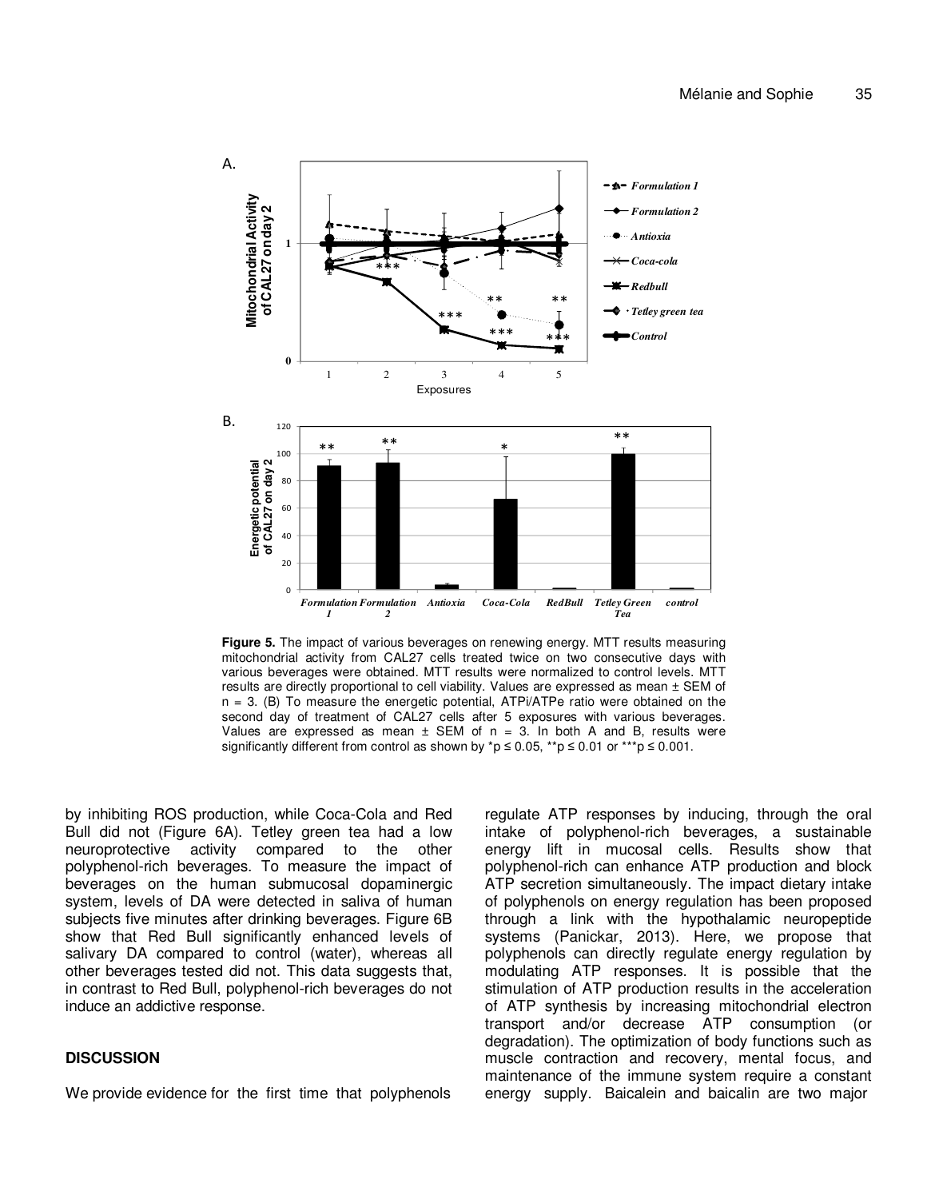**Figure 5.** The impact of various beverages on renewing energy. MTT results measuring mitochondrial activity from CAL27 cells treated twice on two consecutive days with various beverages were obtained. MTT results were normalized to control levels. MTT results are directly proportional to cell viability. Values are expressed as mean ± SEM of n = 3. (B) To measure the energetic potential, ATPi/ATPe ratio were obtained on the second day of treatment of CAL27 cells after 5 exposures with various beverages. Values are expressed as mean ± SEM of n = 3. In both A and B, results were significantly different from control as shown by *p ≤ 0.05, **p ≤ 0.01 or ***p ≤ 0.001.

by inhibiting ROS production, while Coca-Cola and Red Bull did not (Figure 6A). Tetley green tea had a low neuroprotective activity compared to the other polyphenol-rich beverages. To measure the impact of beverages on the human submucosal dopaminergic system, levels of DA were detected in saliva of human subjects five minutes after drinking beverages. Figure 6B show that Red Bull significantly enhanced levels of salivary DA compared to control (water), whereas all other beverages tested did not. This data suggests that, in contrast to Red Bull, polyphenol-rich beverages do not induce an addictive response.

## DISCUSSION

We provide evidence for the first time that polyphenols regulate ATP responses by inducing, through the oral intake of polyphenol-rich beverages, a sustainable energy lift in mucosal cells. Results show that polyphenol-rich can enhance ATP production and block ATP secretion simultaneously. The impact dietary intake of polyphenols on energy regulation has been proposed through a link with the hypothalamic neuropeptide systems (Panickar, 2013). Here, we propose that polyphenols can directly regulate energy regulation by modulating ATP responses. It is possible that the stimulation of ATP production results in the acceleration of ATP synthesis by increasing mitochondrial electron transport and/or decrease ATP consumption (or degradation). The optimization of body functions such as muscle contraction and recovery, mental focus, and maintenance of the immune system require a constant energy supply. Baicalein and baicalin are two major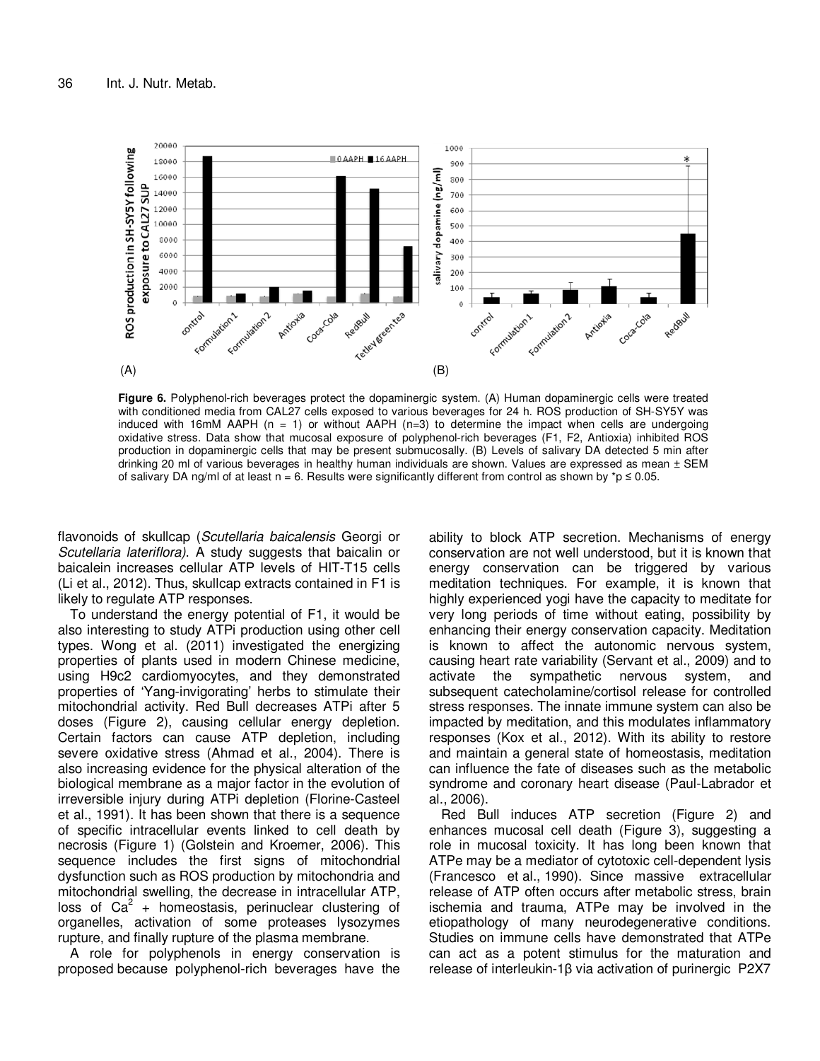**Figure 6.** Polyphenol-rich beverages protect the dopaminergic system. (A) Human dopaminergic cells were treated with conditioned media from CAL27 cells exposed to various beverages for 24 h. ROS production of SH-SY5Y was induced with 16mM AAPH (n = 1) or without AAPH (n=3) to determine the impact when cells are undergoing oxidative stress. Data show that mucosal exposure of polyphenol-rich beverages (F1, F2, Antioxia) inhibited ROS production in dopaminergic cells that may be present submucosally. (B) Levels of salivary DA detected 5 min after drinking 20 ml of various beverages in healthy human individuals are shown. Values are expressed as mean ± SEM of salivary DA ng/ml of at least n = 6. Results were significantly different from control as shown by *p ≤ 0.05.

flavonoids of skullcap (*Scutellaria baicalensis* Georgi or *Scutellaria lateriflora)*. A study suggests that baicalin or baicalein increases cellular ATP levels of HIT-T15 cells (Li et al., 2012). Thus, skullcap extracts contained in F1 is likely to regulate ATP responses.

To understand the energy potential of F1, it would be also interesting to study ATPi production using other cell types. Wong et al. (2011) investigated the energizing properties of plants used in modern Chinese medicine, using H9c2 cardiomyocytes, and they demonstrated properties of 'Yang-invigorating' herbs to stimulate their mitochondrial activity. Red Bull decreases ATPi after 5 doses (Figure 2), causing cellular energy depletion. Certain factors can cause ATP depletion, including severe oxidative stress (Ahmad et al., 2004). There is also increasing evidence for the physical alteration of the biological membrane as a major factor in the evolution of irreversible injury during ATPi depletion (Florine-Casteel et al., 1991). It has been shown that there is a sequence of specific intracellular events linked to cell death by necrosis (Figure 1) (Golstein and Kroemer, 2006). This sequence includes the first signs of mitochondrial dysfunction such as ROS production by mitochondria and mitochondrial swelling, the decrease in intracellular ATP, loss of $Ca^{2}$ + homeostasis, perinuclear clustering of organelles, activation of some proteases lysozymes rupture, and finally rupture of the plasma membrane.

A role for polyphenols in energy conservation is proposed because polyphenol-rich beverages have the ability to block ATP secretion. Mechanisms of energy conservation are not well understood, but it is known that energy conservation can be triggered by various meditation techniques. For example, it is known that highly experienced yogi have the capacity to meditate for very long periods of time without eating, possibility by enhancing their energy conservation capacity. Meditation is known to affect the autonomic nervous system, causing heart rate variability (Servant et al., 2009) and to activate the sympathetic nervous system, and subsequent catecholamine/cortisol release for controlled stress responses. The innate immune system can also be impacted by meditation, and this modulates inflammatory responses (Kox et al., 2012). With its ability to restore and maintain a general state of homeostasis, meditation can influence the fate of diseases such as the metabolic syndrome and coronary heart disease (Paul-Labrador et al., 2006).

Red Bull induces ATP secretion (Figure 2) and enhances mucosal cell death (Figure 3), suggesting a role in mucosal toxicity. It has long been known that ATPe may be a mediator of cytotoxic cell-dependent lysis (Francesco et al., 1990). Since massive extracellular release of ATP often occurs after metabolic stress, brain ischemia and trauma, ATPe may be involved in the etiopathology of many neurodegenerative conditions. Studies on immune cells have demonstrated that ATPe can act as a potent stimulus for the maturation and release of interleukin-1β via activation of purinergic P2X7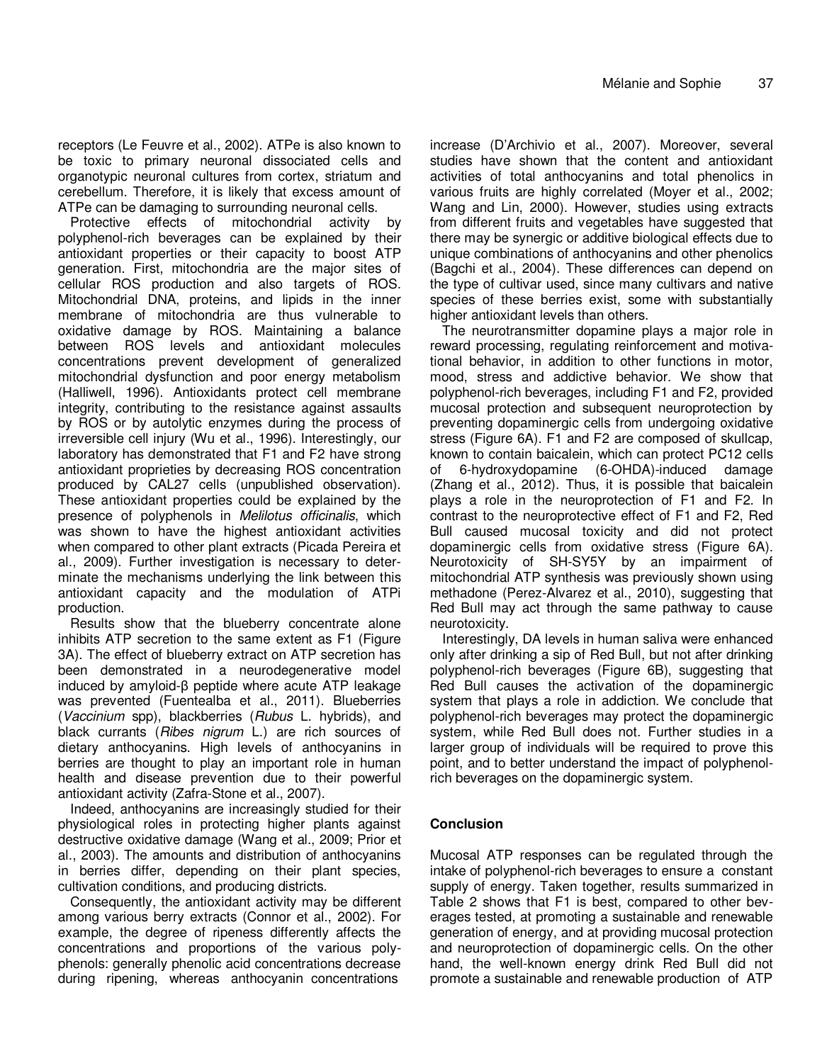receptors (Le Feuvre et al., 2002). ATPe is also known to be toxic to primary neuronal dissociated cells and organotypic neuronal cultures from cortex, striatum and cerebellum. Therefore, it is likely that excess amount of ATPe can be damaging to surrounding neuronal cells.

Protective effects of mitochondrial activity by polyphenol-rich beverages can be explained by their antioxidant properties or their capacity to boost ATP generation. First, mitochondria are the major sites of cellular ROS production and also targets of ROS. Mitochondrial DNA, proteins, and lipids in the inner membrane of mitochondria are thus vulnerable to oxidative damage by ROS. Maintaining a balance between ROS levels and antioxidant molecules concentrations prevent development of generalized mitochondrial dysfunction and poor energy metabolism (Halliwell, 1996). Antioxidants protect cell membrane integrity, contributing to the resistance against assaults by ROS or by autolytic enzymes during the process of irreversible cell injury (Wu et al., 1996). Interestingly, our laboratory has demonstrated that F1 and F2 have strong antioxidant proprieties by decreasing ROS concentration produced by CAL27 cells (unpublished observation). These antioxidant properties could be explained by the presence of polyphenols in *Melilotus officinalis*, which was shown to have the highest antioxidant activities when compared to other plant extracts (Picada Pereira et al., 2009). Further investigation is necessary to determinate the mechanisms underlying the link between this antioxidant capacity and the modulation of ATPi production.

Results show that the blueberry concentrate alone inhibits ATP secretion to the same extent as F1 (Figure 3A). The effect of blueberry extract on ATP secretion has been demonstrated in a neurodegenerative model induced by amyloid-β peptide where acute ATP leakage was prevented (Fuentealba et al., 2011). Blueberries (*Vaccinium* spp), blackberries (*Rubus* L. hybrids), and black currants (*Ribes nigrum* L.) are rich sources of dietary anthocyanins. High levels of anthocyanins in berries are thought to play an important role in human health and disease prevention due to their powerful antioxidant activity (Zafra-Stone et al., 2007).

Indeed, anthocyanins are increasingly studied for their physiological roles in protecting higher plants against destructive oxidative damage (Wang et al., 2009; Prior et al., 2003). The amounts and distribution of anthocyanins in berries differ, depending on their plant species, cultivation conditions, and producing districts.

Consequently, the antioxidant activity may be different among various berry extracts (Connor et al., 2002). For example, the degree of ripeness differently affects the concentrations and proportions of the various polyphenols: generally phenolic acid concentrations decrease during ripening, whereas anthocyanin concentrations increase (D'Archivio et al., 2007). Moreover, several studies have shown that the content and antioxidant activities of total anthocyanins and total phenolics in various fruits are highly correlated (Moyer et al., 2002; Wang and Lin, 2000). However, studies using extracts from different fruits and vegetables have suggested that there may be synergic or additive biological effects due to unique combinations of anthocyanins and other phenolics (Bagchi et al., 2004). These differences can depend on the type of cultivar used, since many cultivars and native species of these berries exist, some with substantially higher antioxidant levels than others.

The neurotransmitter dopamine plays a major role in reward processing, regulating reinforcement and motivational behavior, in addition to other functions in motor, mood, stress and addictive behavior. We show that polyphenol-rich beverages, including F1 and F2, provided mucosal protection and subsequent neuroprotection by preventing dopaminergic cells from undergoing oxidative stress (Figure 6A). F1 and F2 are composed of skullcap, known to contain baicalein, which can protect PC12 cells of 6-hydroxydopamine (6-OHDA)-induced damage (Zhang et al., 2012). Thus, it is possible that baicalein plays a role in the neuroprotection of F1 and F2. In contrast to the neuroprotective effect of F1 and F2, Red Bull caused mucosal toxicity and did not protect dopaminergic cells from oxidative stress (Figure 6A). Neurotoxicity of SH-SY5Y by an impairment of mitochondrial ATP synthesis was previously shown using methadone (Perez-Alvarez et al., 2010), suggesting that Red Bull may act through the same pathway to cause neurotoxicity.

Interestingly, DA levels in human saliva were enhanced only after drinking a sip of Red Bull, but not after drinking polyphenol-rich beverages (Figure 6B), suggesting that Red Bull causes the activation of the dopaminergic system that plays a role in addiction. We conclude that polyphenol-rich beverages may protect the dopaminergic system, while Red Bull does not. Further studies in a larger group of individuals will be required to prove this point, and to better understand the impact of polyphenol-rich beverages on the dopaminergic system.

## Conclusion

Mucosal ATP responses can be regulated through the intake of polyphenol-rich beverages to ensure a constant supply of energy. Taken together, results summarized in Table 2 shows that F1 is best, compared to other beverages tested, at promoting a sustainable and renewable generation of energy, and at providing mucosal protection and neuroprotection of dopaminergic cells. On the other hand, the well-known energy drink Red Bull did not promote a sustainable and renewable production of ATP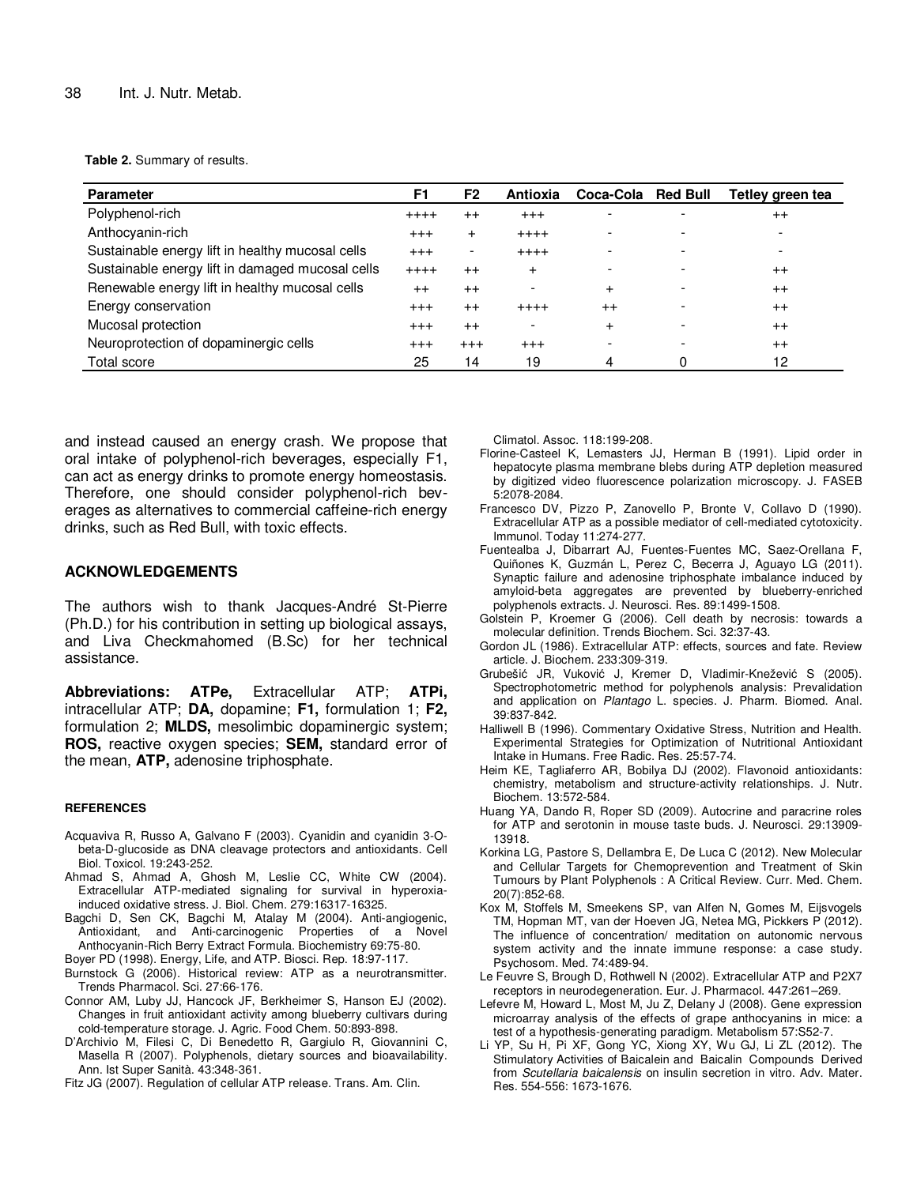**Table 2.** Summary of results.

| Parameter | F1 | F2 | Antioxia | Coca-Cola | Red Bull | Tetley green tea |
|---|---|---|---|---|---|---|
| Polyphenol-rich | ++++ | ++ | +++ | - | - | ++ |
| Anthocyanin-rich | +++ | + | ++++ | - | - | - |
| Sustainable energy lift in healthy mucosal cells | +++ | - | ++++ | - | - | - |
| Sustainable energy lift in damaged mucosal cells | ++++ | ++ | + | - | - | ++ |
| Renewable energy lift in healthy mucosal cells | ++ | ++ | - | + | - | ++ |
| Energy conservation | +++ | ++ | ++++ | ++ | - | ++ |
| Mucosal protection | +++ | ++ | - | + | - | ++ |
| Neuroprotection of dopaminergic cells | +++ | +++ | +++ | - | - | ++ |
| Total score | 25 | 14 | 19 | 4 | 0 | 12 |

and instead caused an energy crash. We propose that oral intake of polyphenol-rich beverages, especially F1, can act as energy drinks to promote energy homeostasis. Therefore, one should consider polyphenol-rich beverages as alternatives to commercial caffeine-rich energy drinks, such as Red Bull, with toxic effects.

## ACKNOWLEDGEMENTS

The authors wish to thank Jacques-André St-Pierre (Ph.D.) for his contribution in setting up biological assays, and Liva Checkmahomed (B.Sc) for her technical assistance.

**Abbreviations: ATPe,** Extracellular ATP; **ATPi,** intracellular ATP; **DA,** dopamine; **F1,** formulation 1; **F2,** formulation 2; **MLDS,** mesolimbic dopaminergic system; **ROS,** reactive oxygen species; **SEM,** standard error of the mean, **ATP,** adenosine triphosphate.

## REFERENCES

Acquaviva R, Russo A, Galvano F (2003). Cyanidin and cyanidin 3-O-beta-D-glucoside as DNA cleavage protectors and antioxidants. Cell Biol. Toxicol. 19:243-252.

Ahmad S, Ahmad A, Ghosh M, Leslie CC, White CW (2004). Extracellular ATP-mediated signaling for survival in hyperoxia-induced oxidative stress. J. Biol. Chem. 279:16317-16325.

Bagchi D, Sen CK, Bagchi M, Atalay M (2004). Anti-angiogenic, Antioxidant, and Anti-carcinogenic Properties of a Novel Anthocyanin-Rich Berry Extract Formula. Biochemistry 69:75-80.

Boyer PD (1998). Energy, Life, and ATP. Biosci. Rep. 18:97-117.

Burnstock G (2006). Historical review: ATP as a neurotransmitter. Trends Pharmacol. Sci. 27:66-176.

Connor AM, Luby JJ, Hancock JF, Berkheimer S, Hanson EJ (2002). Changes in fruit antioxidant activity among blueberry cultivars during cold-temperature storage. J. Agric. Food Chem. 50:893-898.

D'Archivio M, Filesi C, Di Benedetto R, Gargiulo R, Giovannini C, Masella R (2007). Polyphenols, dietary sources and bioavailability. Ann. Ist Super Sanità. 43:348-361.

Fitz JG (2007). Regulation of cellular ATP release. Trans. Am. Clin. Climatol. Assoc. 118:199-208.

Florine-Casteel K, Lemasters JJ, Herman B (1991). Lipid order in hepatocyte plasma membrane blebs during ATP depletion measured by digitized video fluorescence polarization microscopy. J. FASEB 5:2078-2084.

Francesco DV, Pizzo P, Zanovello P, Bronte V, Collavo D (1990). Extracellular ATP as a possible mediator of cell-mediated cytotoxicity. Immunol. Today 11:274-277.

Fuentealba J, Dibarrart AJ, Fuentes-Fuentes MC, Saez-Orellana F, Quiñones K, Guzmán L, Perez C, Becerra J, Aguayo LG (2011). Synaptic failure and adenosine triphosphate imbalance induced by amyloid-beta aggregates are prevented by blueberry-enriched polyphenols extracts. J. Neurosci. Res. 89:1499-1508.

Golstein P, Kroemer G (2006). Cell death by necrosis: towards a molecular definition. Trends Biochem. Sci. 32:37-43.

Gordon JL (1986). Extracellular ATP: effects, sources and fate. Review article. J. Biochem. 233:309-319.

Grubešić JR, Vuković J, Kremer D, Vladimir-Knežević S (2005). Spectrophotometric method for polyphenols analysis: Prevalidation and application on *Plantago* L. species. J. Pharm. Biomed. Anal. 39:837-842.

Halliwell B (1996). Commentary Oxidative Stress, Nutrition and Health. Experimental Strategies for Optimization of Nutritional Antioxidant Intake in Humans. Free Radic. Res. 25:57-74.

Heim KE, Tagliaferro AR, Bobilya DJ (2002). Flavonoid antioxidants: chemistry, metabolism and structure-activity relationships. J. Nutr. Biochem. 13:572-584.

Huang YA, Dando R, Roper SD (2009). Autocrine and paracrine roles for ATP and serotonin in mouse taste buds. J. Neurosci. 29:13909-13918.

Korkina LG, Pastore S, Dellambra E, De Luca C (2012). New Molecular and Cellular Targets for Chemoprevention and Treatment of Skin Tumours by Plant Polyphenols : A Critical Review. Curr. Med. Chem. 20(7):852-68.

Kox M, Stoffels M, Smeekens SP, van Alfen N, Gomes M, Eijsvogels TM, Hopman MT, van der Hoeven JG, Netea MG, Pickkers P (2012). The influence of concentration/ meditation on autonomic nervous system activity and the innate immune response: a case study. Psychosom. Med. 74:489-94.

Le Feuvre S, Brough D, Rothwell N (2002). Extracellular ATP and P2X7 receptors in neurodegeneration. Eur. J. Pharmacol. 447:261–269.

Lefevre M, Howard L, Most M, Ju Z, Delany J (2008). Gene expression microarray analysis of the effects of grape anthocyanins in mice: a test of a hypothesis-generating paradigm. Metabolism 57:S52-7.

Li YP, Su H, Pi XF, Gong YC, Xiong XY, Wu GJ, Li ZL (2012). The Stimulatory Activities of Baicalein and Baicalin Compounds Derived from *Scutellaria baicalensis* on insulin secretion in vitro. Adv. Mater. Res. 554-556: 1673-1676.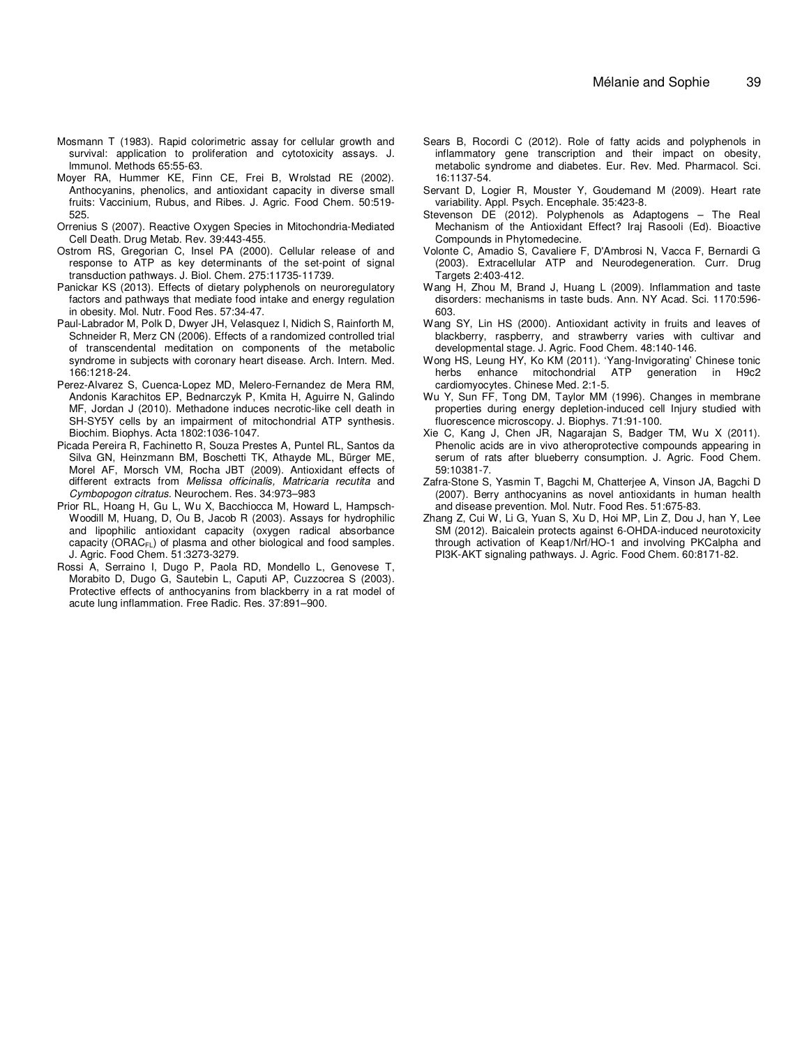Mosmann T (1983). Rapid colorimetric assay for cellular growth and survival: application to proliferation and cytotoxicity assays. J. Immunol. Methods 65:55-63.

Moyer RA, Hummer KE, Finn CE, Frei B, Wrolstad RE (2002). Anthocyanins, phenolics, and antioxidant capacity in diverse small fruits: Vaccinium, Rubus, and Ribes. J. Agric. Food Chem. 50:519-525.

Orrenius S (2007). Reactive Oxygen Species in Mitochondria-Mediated Cell Death. Drug Metab. Rev. 39:443-455.

Ostrom RS, Gregorian C, Insel PA (2000). Cellular release of and response to ATP as key determinants of the set-point of signal transduction pathways. J. Biol. Chem. 275:11735-11739.

Panickar KS (2013). Effects of dietary polyphenols on neuroregulatory factors and pathways that mediate food intake and energy regulation in obesity. Mol. Nutr. Food Res. 57:34-47.

Paul-Labrador M, Polk D, Dwyer JH, Velasquez I, Nidich S, Rainforth M, Schneider R, Merz CN (2006). Effects of a randomized controlled trial of transcendental meditation on components of the metabolic syndrome in subjects with coronary heart disease. Arch. Intern. Med. 166:1218-24.

Perez-Alvarez S, Cuenca-Lopez MD, Melero-Fernandez de Mera RM, Andonis Karachitos EP, Bednarczyk P, Kmita H, Aguirre N, Galindo MF, Jordan J (2010). Methadone induces necrotic-like cell death in SH-SY5Y cells by an impairment of mitochondrial ATP synthesis. Biochim. Biophys. Acta 1802:1036-1047.

Picada Pereira R, Fachinetto R, Souza Prestes A, Puntel RL, Santos da Silva GN, Heinzmann BM, Boschetti TK, Athayde ML, Bürger ME, Morel AF, Morsch VM, Rocha JBT (2009). Antioxidant effects of different extracts from *Melissa officinalis, Matricaria recutita* and *Cymbopogon citratus*. Neurochem. Res. 34:973–983

Prior RL, Hoang H, Gu L, Wu X, Bacchiocca M, Howard L, Hampsch-Woodill M, Huang, D, Ou B, Jacob R (2003). Assays for hydrophilic and lipophilic antioxidant capacity (oxygen radical absorbance capacity ($ORAC_{FL}$) of plasma and other biological and food samples. J. Agric. Food Chem. 51:3273-3279.

Rossi A, Serraino I, Dugo P, Paola RD, Mondello L, Genovese T, Morabito D, Dugo G, Sautebin L, Caputi AP, Cuzzocrea S (2003). Protective effects of anthocyanins from blackberry in a rat model of acute lung inflammation. Free Radic. Res. 37:891–900.

Sears B, Rocordi C (2012). Role of fatty acids and polyphenols in inflammatory gene transcription and their impact on obesity, metabolic syndrome and diabetes. Eur. Rev. Med. Pharmacol. Sci. 16:1137-54.

Servant D, Logier R, Mouster Y, Goudemand M (2009). Heart rate variability. Appl. Psych. Encephale. 35:423-8.

Stevenson DE (2012). Polyphenols as Adaptogens – The Real Mechanism of the Antioxidant Effect? Iraj Rasooli (Ed). Bioactive Compounds in Phytomedecine.

Volonte C, Amadio S, Cavaliere F, D'Ambrosi N, Vacca F, Bernardi G (2003). Extracellular ATP and Neurodegeneration. Curr. Drug Targets 2:403-412.

Wang H, Zhou M, Brand J, Huang L (2009). Inflammation and taste disorders: mechanisms in taste buds. Ann. NY Acad. Sci. 1170:596-603.

Wang SY, Lin HS (2000). Antioxidant activity in fruits and leaves of blackberry, raspberry, and strawberry varies with cultivar and developmental stage. J. Agric. Food Chem. 48:140-146.

Wong HS, Leung HY, Ko KM (2011). 'Yang-Invigorating' Chinese tonic herbs enhance mitochondrial ATP generation in H9c2 cardiomyocytes. Chinese Med. 2:1-5.

Wu Y, Sun FF, Tong DM, Taylor MM (1996). Changes in membrane properties during energy depletion-induced cell Injury studied with fluorescence microscopy. J. Biophys. 71:91-100.

Xie C, Kang J, Chen JR, Nagarajan S, Badger TM, Wu X (2011). Phenolic acids are in vivo atheroprotective compounds appearing in serum of rats after blueberry consumption. J. Agric. Food Chem. 59:10381-7.

Zafra-Stone S, Yasmin T, Bagchi M, Chatterjee A, Vinson JA, Bagchi D (2007). Berry anthocyanins as novel antioxidants in human health and disease prevention. Mol. Nutr. Food Res. 51:675-83.

Zhang Z, Cui W, Li G, Yuan S, Xu D, Hoi MP, Lin Z, Dou J, han Y, Lee SM (2012). Baicalein protects against 6-OHDA-induced neurotoxicity through activation of Keap1/Nrf/HO-1 and involving PKCalpha and PI3K-AKT signaling pathways. J. Agric. Food Chem. 60:8171-82.